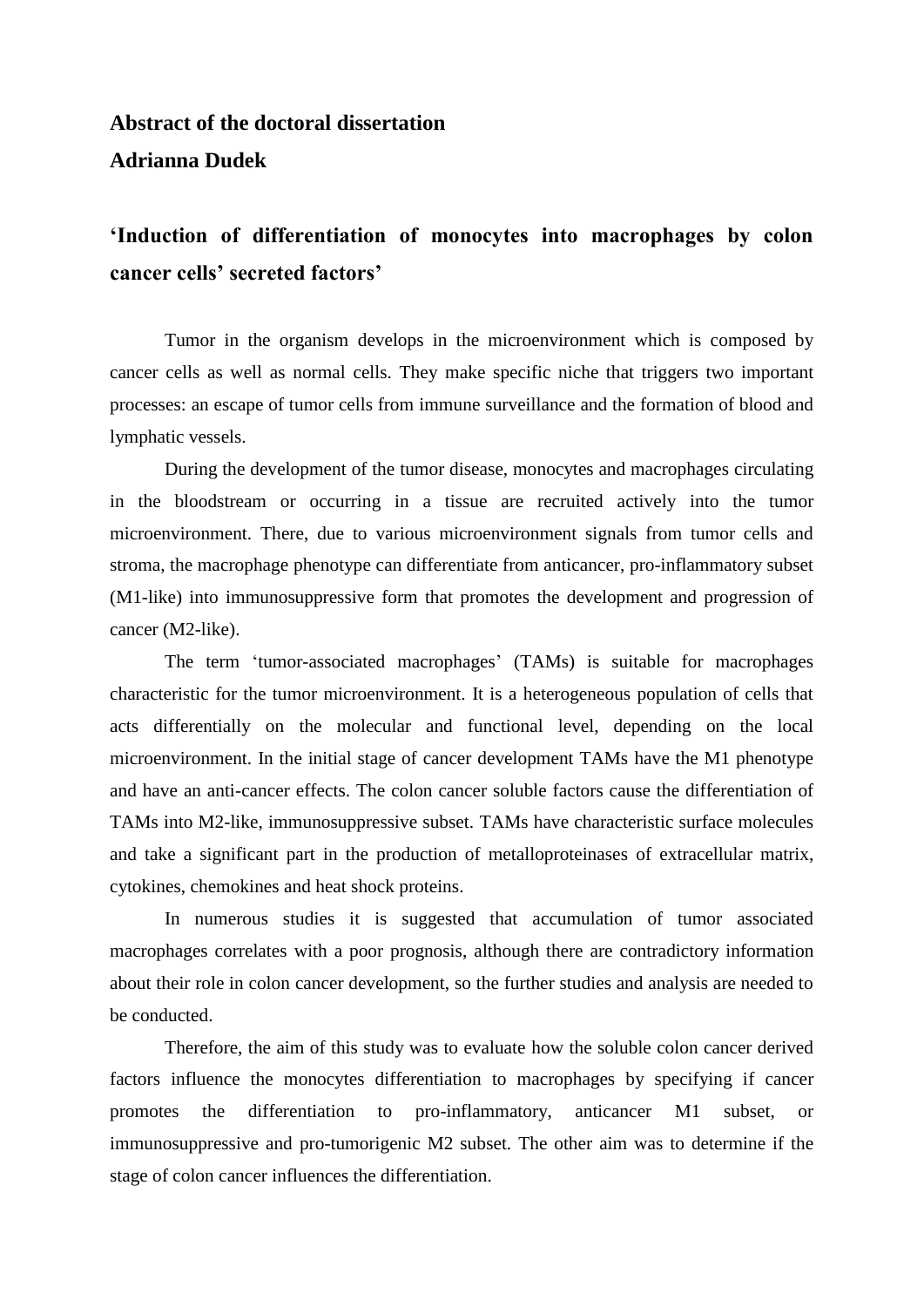**Abstract of the doctoral dissertation**

**Adrianna Dudek**

## ‘Induction of differentiation of monocytes into macrophages by colon cancer cells’ secreted factors’

Tumor in the organism develops in the microenvironment which is composed by cancer cells as well as normal cells. They make specific niche that triggers two important processes: an escape of tumor cells from immune surveillance and the formation of blood and lymphatic vessels.

During the development of the tumor disease, monocytes and macrophages circulating in the bloodstream or occurring in a tissue are recruited actively into the tumor microenvironment. There, due to various microenvironment signals from tumor cells and stroma, the macrophage phenotype can differentiate from anticancer, pro-inflammatory subset (M1-like) into immunosuppressive form that promotes the development and progression of cancer (M2-like).

The term ‘tumor-associated macrophages’ (TAMs) is suitable for macrophages characteristic for the tumor microenvironment. It is a heterogeneous population of cells that acts differentially on the molecular and functional level, depending on the local microenvironment. In the initial stage of cancer development TAMs have the M1 phenotype and have an anti-cancer effects. The colon cancer soluble factors cause the differentiation of TAMs into M2-like, immunosuppressive subset. TAMs have characteristic surface molecules and take a significant part in the production of metalloproteinases of extracellular matrix, cytokines, chemokines and heat shock proteins.

In numerous studies it is suggested that accumulation of tumor associated macrophages correlates with a poor prognosis, although there are contradictory information about their role in colon cancer development, so the further studies and analysis are needed to be conducted.

Therefore, the aim of this study was to evaluate how the soluble colon cancer derived factors influence the monocytes differentiation to macrophages by specifying if cancer promotes the differentiation to pro-inflammatory, anticancer M1 subset, or immunosuppressive and pro-tumorigenic M2 subset. The other aim was to determine if the stage of colon cancer influences the differentiation.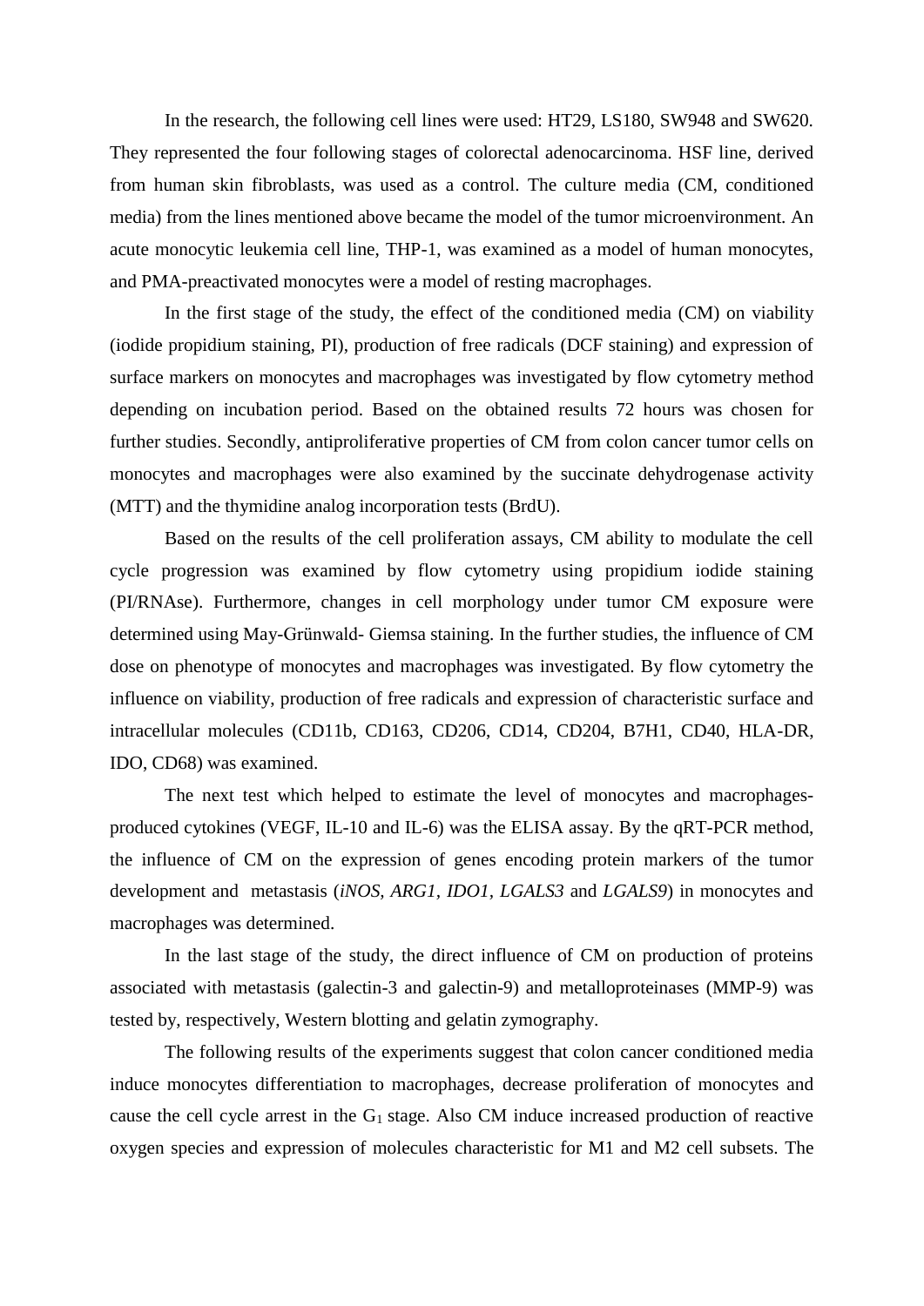In the research, the following cell lines were used: HT29, LS180, SW948 and SW620. They represented the four following stages of colorectal adenocarcinoma. HSF line, derived from human skin fibroblasts, was used as a control. The culture media (CM, conditioned media) from the lines mentioned above became the model of the tumor microenvironment. An acute monocytic leukemia cell line, THP-1, was examined as a model of human monocytes, and PMA-preactivated monocytes were a model of resting macrophages.

In the first stage of the study, the effect of the conditioned media (CM) on viability (iodide propidium staining, PI), production of free radicals (DCF staining) and expression of surface markers on monocytes and macrophages was investigated by flow cytometry method depending on incubation period. Based on the obtained results 72 hours was chosen for further studies. Secondly, antiproliferative properties of CM from colon cancer tumor cells on monocytes and macrophages were also examined by the succinate dehydrogenase activity (MTT) and the thymidine analog incorporation tests (BrdU).

Based on the results of the cell proliferation assays, CM ability to modulate the cell cycle progression was examined by flow cytometry using propidium iodide staining (PI/RNAse). Furthermore, changes in cell morphology under tumor CM exposure were determined using May-Grünwald- Giemsa staining. In the further studies, the influence of CM dose on phenotype of monocytes and macrophages was investigated. By flow cytometry the influence on viability, production of free radicals and expression of characteristic surface and intracellular molecules (CD11b, CD163, CD206, CD14, CD204, B7H1, CD40, HLA-DR, IDO, CD68) was examined.

The next test which helped to estimate the level of monocytes and macrophages-produced cytokines (VEGF, IL-10 and IL-6) was the ELISA assay. By the qRT-PCR method, the influence of CM on the expression of genes encoding protein markers of the tumor development and metastasis (*iNOS*, *ARG1*, *IDO1*, *LGALS3* and *LGALS9*) in monocytes and macrophages was determined.

In the last stage of the study, the direct influence of CM on production of proteins associated with metastasis (galectin-3 and galectin-9) and metalloproteinases (MMP-9) was tested by, respectively, Western blotting and gelatin zymography.

The following results of the experiments suggest that colon cancer conditioned media induce monocytes differentiation to macrophages, decrease proliferation of monocytes and cause the cell cycle arrest in the $G_1$ stage. Also CM induce increased production of reactive oxygen species and expression of molecules characteristic for M1 and M2 cell subsets. The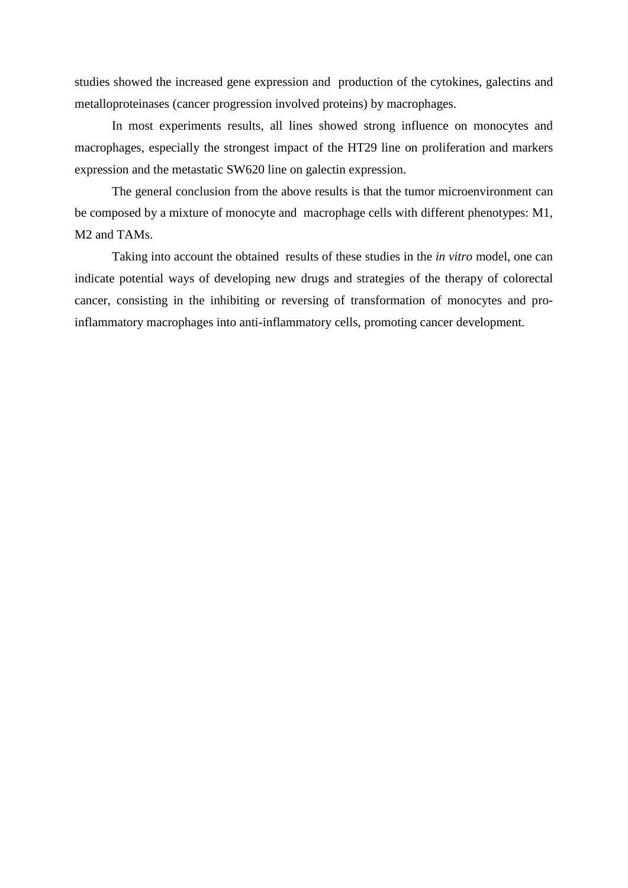studies showed the increased gene expression and production of the cytokines, galectins and metalloproteinases (cancer progression involved proteins) by macrophages.

In most experiments results, all lines showed strong influence on monocytes and macrophages, especially the strongest impact of the HT29 line on proliferation and markers expression and the metastatic SW620 line on galectin expression.

The general conclusion from the above results is that the tumor microenvironment can be composed by a mixture of monocyte and macrophage cells with different phenotypes: M1, M2 and TAMs.

Taking into account the obtained results of these studies in the *in vitro* model, one can indicate potential ways of developing new drugs and strategies of the therapy of colorectal cancer, consisting in the inhibiting or reversing of transformation of monocytes and pro-inflammatory macrophages into anti-inflammatory cells, promoting cancer development.